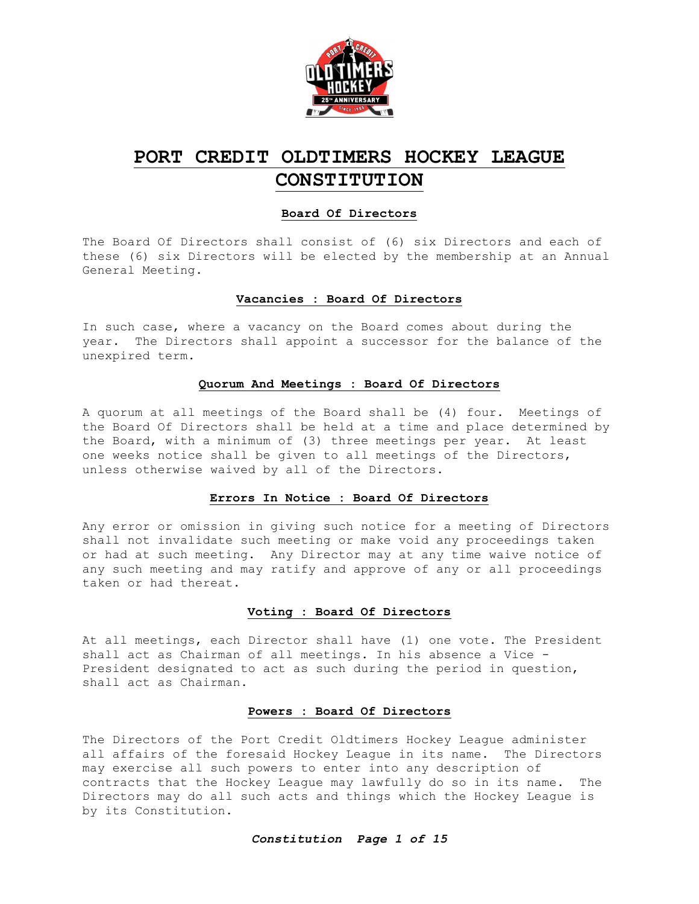# PORT CREDIT OLDTIMERS HOCKEY LEAGUE CONSTITUTION

## Board Of Directors

The Board Of Directors shall consist of (6) six Directors and each of these (6) six Directors will be elected by the membership at an Annual General Meeting.

## Vacancies : Board Of Directors

In such case, where a vacancy on the Board comes about during the year. The Directors shall appoint a successor for the balance of the unexpired term.

## Quorum And Meetings : Board Of Directors

A quorum at all meetings of the Board shall be (4) four. Meetings of the Board Of Directors shall be held at a time and place determined by the Board, with a minimum of (3) three meetings per year. At least one weeks notice shall be given to all meetings of the Directors, unless otherwise waived by all of the Directors.

## Errors In Notice : Board Of Directors

Any error or omission in giving such notice for a meeting of Directors shall not invalidate such meeting or make void any proceedings taken or had at such meeting. Any Director may at any time waive notice of any such meeting and may ratify and approve of any or all proceedings taken or had thereat.

## Voting : Board Of Directors

At all meetings, each Director shall have (1) one vote. The President shall act as Chairman of all meetings. In his absence a Vice - President designated to act as such during the period in question, shall act as Chairman.

## Powers : Board Of Directors

The Directors of the Port Credit Oldtimers Hockey League administer all affairs of the foresaid Hockey League in its name. The Directors may exercise all such powers to enter into any description of contracts that the Hockey League may lawfully do so in its name. The Directors may do all such acts and things which the Hockey League is by its Constitution.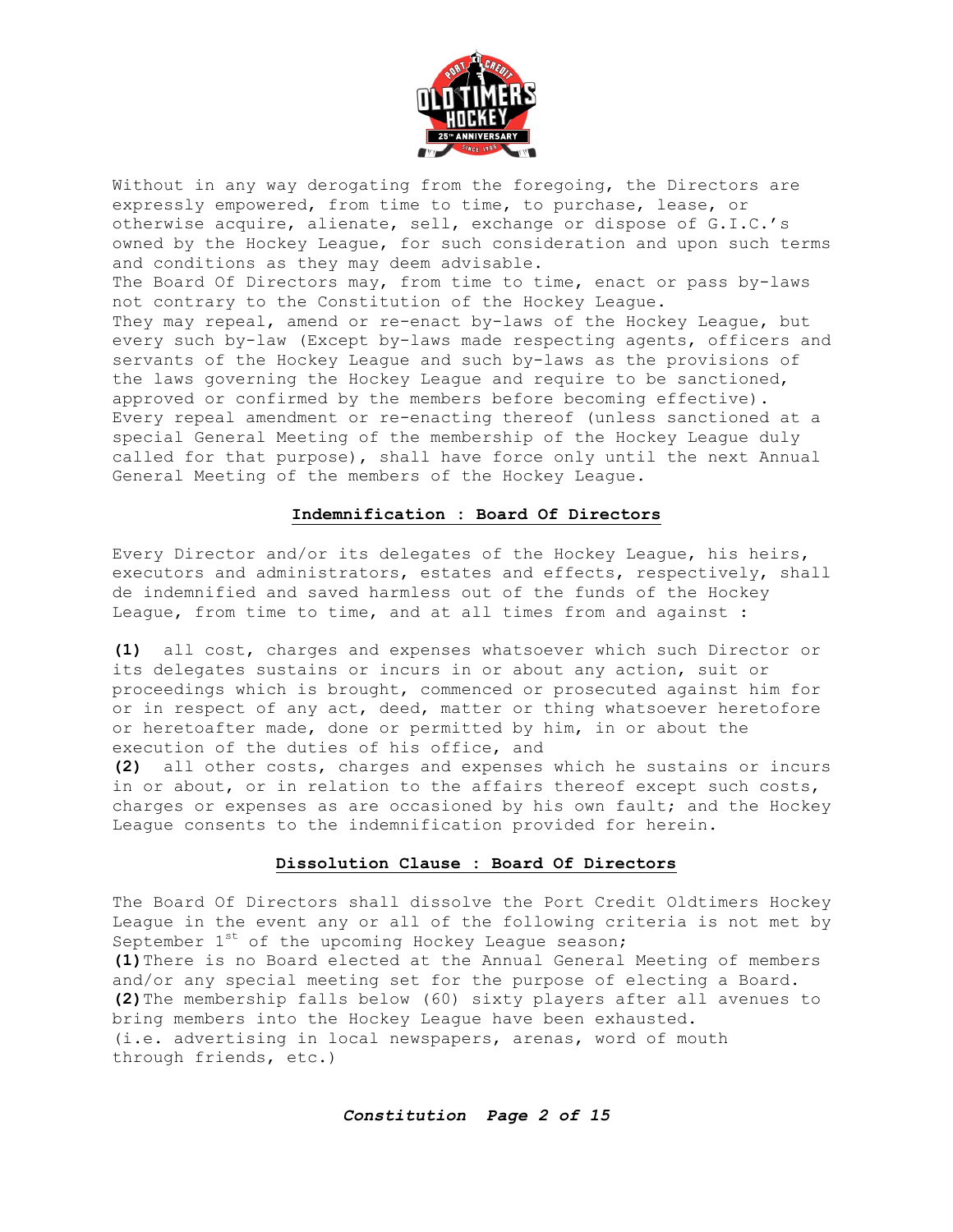Without in any way derogating from the foregoing, the Directors are expressly empowered, from time to time, to purchase, lease, or otherwise acquire, alienate, sell, exchange or dispose of G.I.C.'s owned by the Hockey League, for such consideration and upon such terms and conditions as they may deem advisable.
The Board Of Directors may, from time to time, enact or pass by-laws not contrary to the Constitution of the Hockey League.
They may repeal, amend or re-enact by-laws of the Hockey League, but every such by-law (Except by-laws made respecting agents, officers and servants of the Hockey League and such by-laws as the provisions of the laws governing the Hockey League and require to be sanctioned, approved or confirmed by the members before becoming effective).
Every repeal amendment or re-enacting thereof (unless sanctioned at a special General Meeting of the membership of the Hockey League duly called for that purpose), shall have force only until the next Annual General Meeting of the members of the Hockey League.

## Indemnification : Board Of Directors

Every Director and/or its delegates of the Hockey League, his heirs, executors and administrators, estates and effects, respectively, shall de indemnified and saved harmless out of the funds of the Hockey League, from time to time, and at all times from and against :

**(1)** all cost, charges and expenses whatsoever which such Director or its delegates sustains or incurs in or about any action, suit or proceedings which is brought, commenced or prosecuted against him for or in respect of any act, deed, matter or thing whatsoever heretofore or heretoafter made, done or permitted by him, in or about the execution of the duties of his office, and
**(2)** all other costs, charges and expenses which he sustains or incurs in or about, or in relation to the affairs thereof except such costs, charges or expenses as are occasioned by his own fault; and the Hockey League consents to the indemnification provided for herein.

## Dissolution Clause : Board Of Directors

The Board Of Directors shall dissolve the Port Credit Oldtimers Hockey League in the event any or all of the following criteria is not met by September 1st of the upcoming Hockey League season;
**(1)** There is no Board elected at the Annual General Meeting of members and/or any special meeting set for the purpose of electing a Board.
**(2)** The membership falls below (60) sixty players after all avenues to bring members into the Hockey League have been exhausted.
(i.e. advertising in local newspapers, arenas, word of mouth through friends, etc.)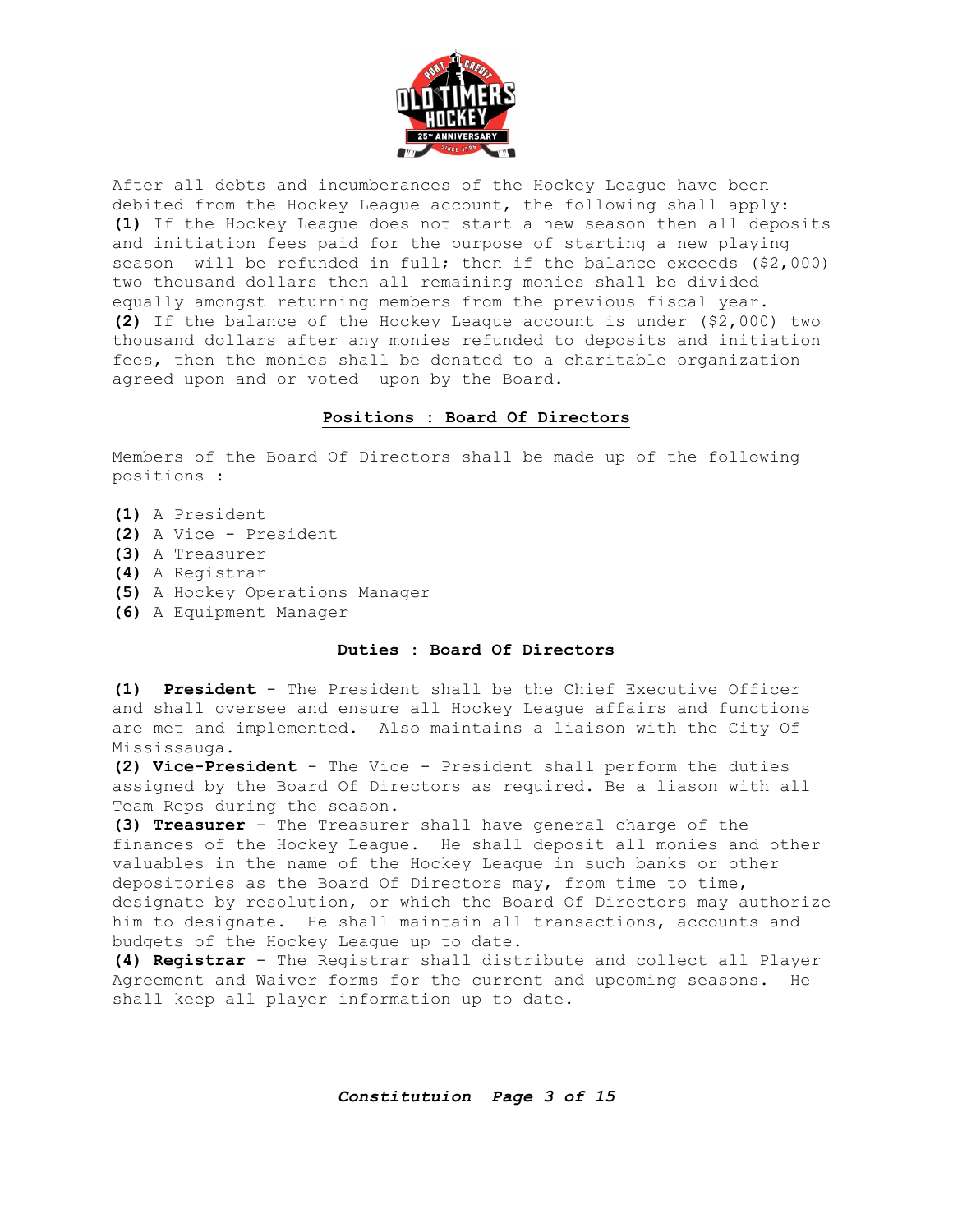After all debts and incumberances of the Hockey League have been debited from the Hockey League account, the following shall apply:

**(1)** If the Hockey League does not start a new season then all deposits and initiation fees paid for the purpose of starting a new playing season will be refunded in full; then if the balance exceeds ($2,000) two thousand dollars then all remaining monies shall be divided equally amongst returning members from the previous fiscal year.

**(2)** If the balance of the Hockey League account is under ($2,000) two thousand dollars after any monies refunded to deposits and initiation fees, then the monies shall be donated to a charitable organization agreed upon and or voted upon by the Board.

## Positions : Board Of Directors

Members of the Board Of Directors shall be made up of the following positions :

**(1)** A President
**(2)** A Vice - President
**(3)** A Treasurer
**(4)** A Registrar
**(5)** A Hockey Operations Manager
**(6)** A Equipment Manager

## Duties : Board Of Directors

**(1) President** - The President shall be the Chief Executive Officer and shall oversee and ensure all Hockey League affairs and functions are met and implemented. Also maintains a liaison with the City Of Mississauga.

**(2) Vice-President** - The Vice - President shall perform the duties assigned by the Board Of Directors as required. Be a liason with all Team Reps during the season.

**(3) Treasurer** - The Treasurer shall have general charge of the finances of the Hockey League. He shall deposit all monies and other valuables in the name of the Hockey League in such banks or other depositories as the Board Of Directors may, from time to time, designate by resolution, or which the Board Of Directors may authorize him to designate. He shall maintain all transactions, accounts and budgets of the Hockey League up to date.

**(4) Registrar** - The Registrar shall distribute and collect all Player Agreement and Waiver forms for the current and upcoming seasons. He shall keep all player information up to date.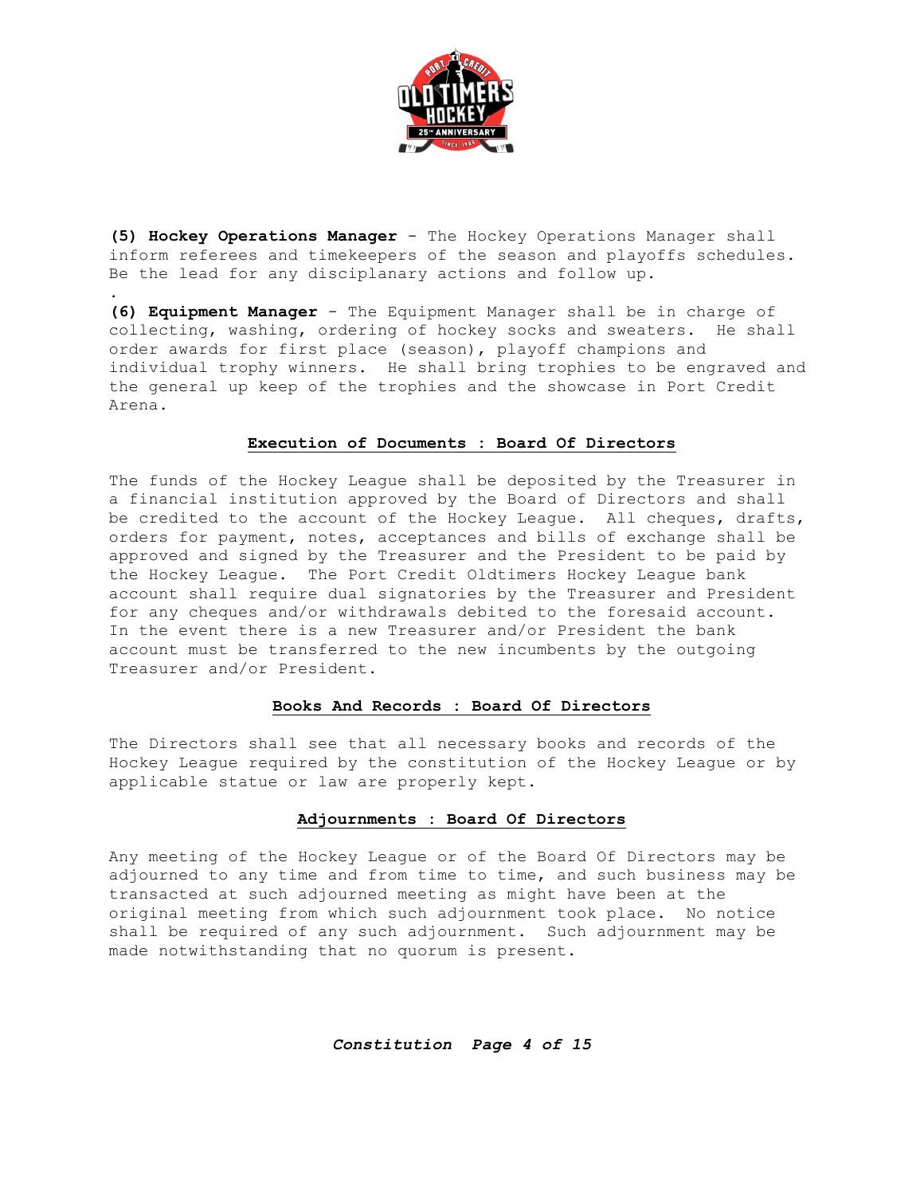**(5) Hockey Operations Manager** - The Hockey Operations Manager shall inform referees and timekeepers of the season and playoffs schedules. Be the lead for any disciplanary actions and follow up.

.

**(6) Equipment Manager** - The Equipment Manager shall be in charge of collecting, washing, ordering of hockey socks and sweaters. He shall order awards for first place (season), playoff champions and individual trophy winners. He shall bring trophies to be engraved and the general up keep of the trophies and the showcase in Port Credit Arena.

### Execution of Documents : Board Of Directors

The funds of the Hockey League shall be deposited by the Treasurer in a financial institution approved by the Board of Directors and shall be credited to the account of the Hockey League. All cheques, drafts, orders for payment, notes, acceptances and bills of exchange shall be approved and signed by the Treasurer and the President to be paid by the Hockey League. The Port Credit Oldtimers Hockey League bank account shall require dual signatories by the Treasurer and President for any cheques and/or withdrawals debited to the foresaid account. In the event there is a new Treasurer and/or President the bank account must be transferred to the new incumbents by the outgoing Treasurer and/or President.

### Books And Records : Board Of Directors

The Directors shall see that all necessary books and records of the Hockey League required by the constitution of the Hockey League or by applicable statue or law are properly kept.

### Adjournments : Board Of Directors

Any meeting of the Hockey League or of the Board Of Directors may be adjourned to any time and from time to time, and such business may be transacted at such adjourned meeting as might have been at the original meeting from which such adjournment took place. No notice shall be required of any such adjournment. Such adjournment may be made notwithstanding that no quorum is present.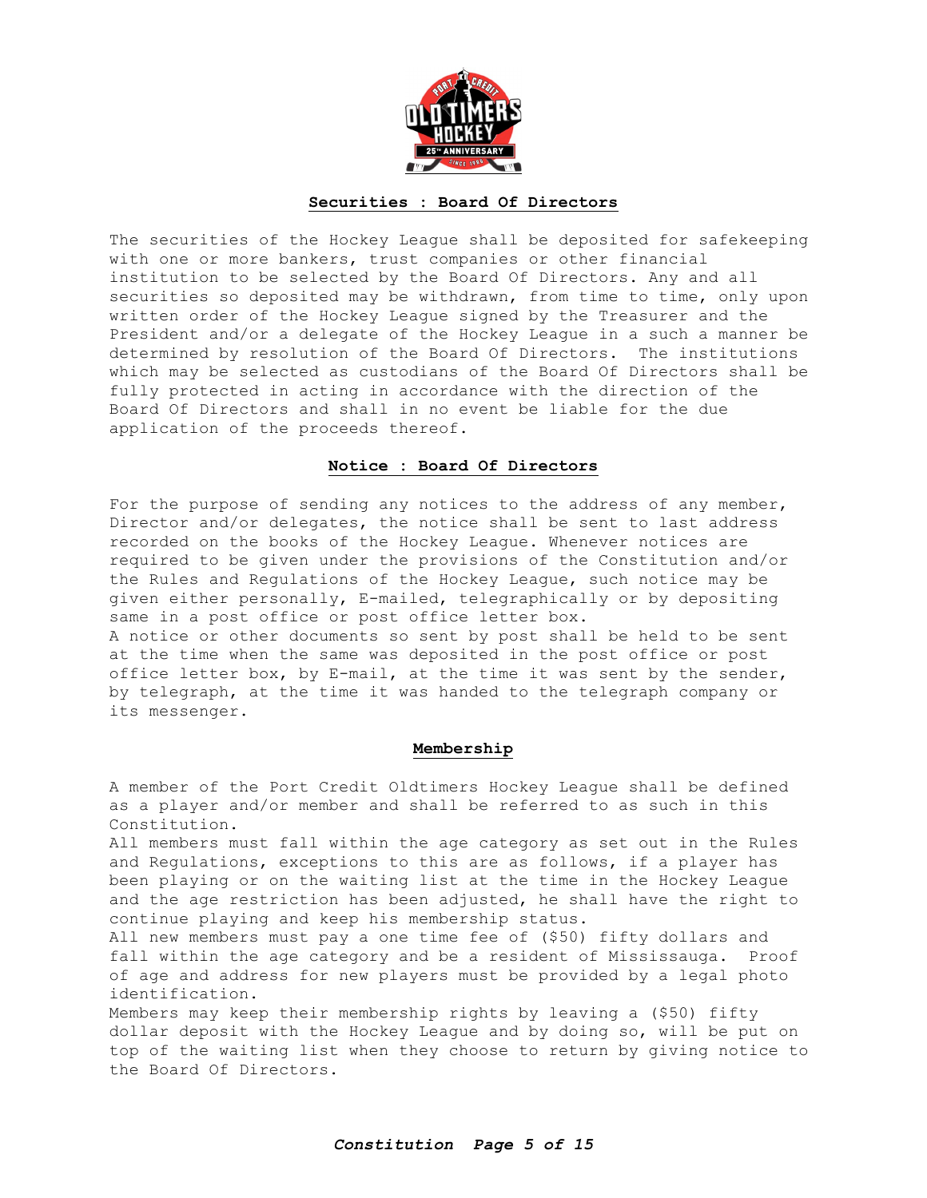## Securities : Board Of Directors

The securities of the Hockey League shall be deposited for safekeeping with one or more bankers, trust companies or other financial institution to be selected by the Board Of Directors. Any and all securities so deposited may be withdrawn, from time to time, only upon written order of the Hockey League signed by the Treasurer and the President and/or a delegate of the Hockey League in a such a manner be determined by resolution of the Board Of Directors. The institutions which may be selected as custodians of the Board Of Directors shall be fully protected in acting in accordance with the direction of the Board Of Directors and shall in no event be liable for the due application of the proceeds thereof.

## Notice : Board Of Directors

For the purpose of sending any notices to the address of any member, Director and/or delegates, the notice shall be sent to last address recorded on the books of the Hockey League. Whenever notices are required to be given under the provisions of the Constitution and/or the Rules and Regulations of the Hockey League, such notice may be given either personally, E-mailed, telegraphically or by depositing same in a post office or post office letter box.
A notice or other documents so sent by post shall be held to be sent at the time when the same was deposited in the post office or post office letter box, by E-mail, at the time it was sent by the sender, by telegraph, at the time it was handed to the telegraph company or its messenger.

## Membership

A member of the Port Credit Oldtimers Hockey League shall be defined as a player and/or member and shall be referred to as such in this Constitution.
All members must fall within the age category as set out in the Rules and Regulations, exceptions to this are as follows, if a player has been playing or on the waiting list at the time in the Hockey League and the age restriction has been adjusted, he shall have the right to continue playing and keep his membership status.
All new members must pay a one time fee of ($50) fifty dollars and fall within the age category and be a resident of Mississauga. Proof of age and address for new players must be provided by a legal photo identification.
Members may keep their membership rights by leaving a ($50) fifty dollar deposit with the Hockey League and by doing so, will be put on top of the waiting list when they choose to return by giving notice to the Board Of Directors.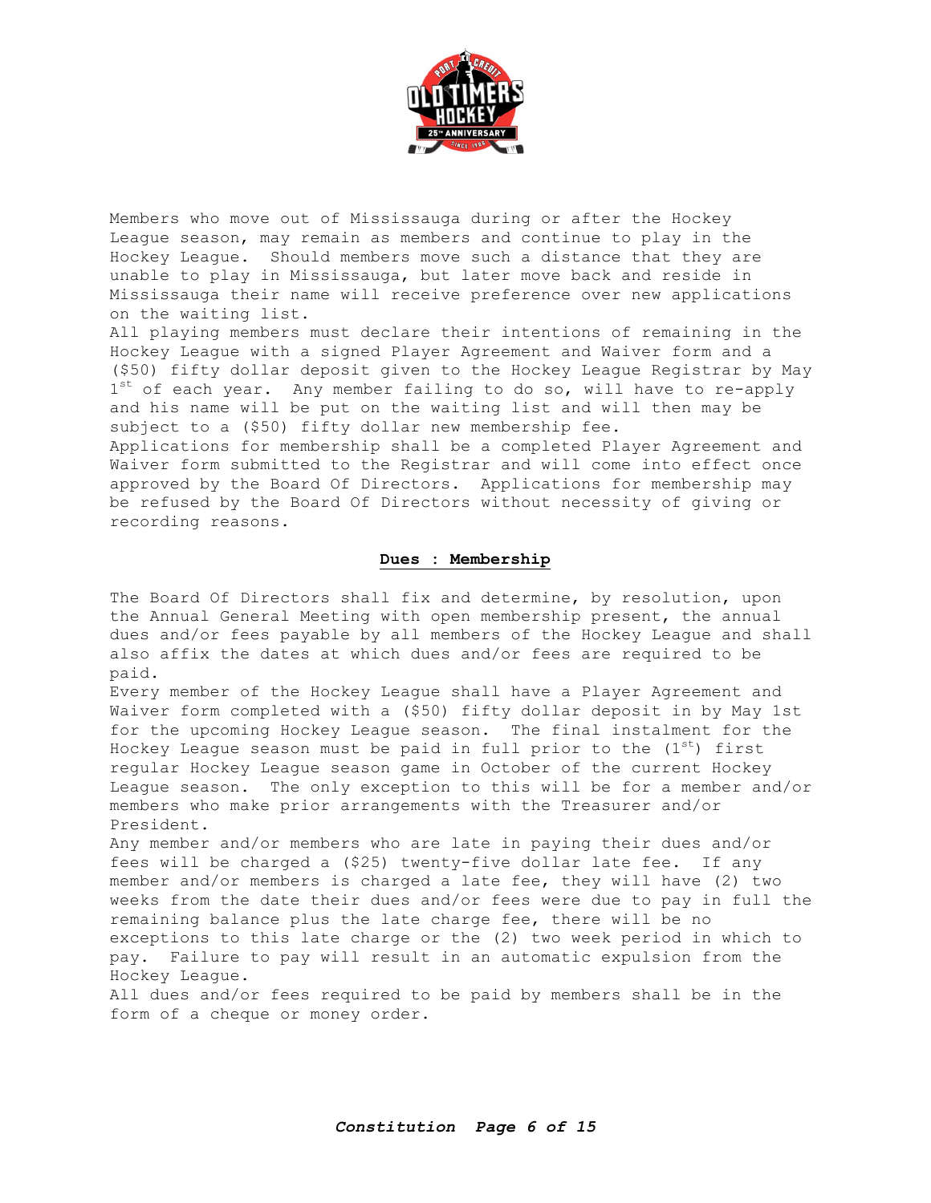Members who move out of Mississauga during or after the Hockey League season, may remain as members and continue to play in the Hockey League. Should members move such a distance that they are unable to play in Mississauga, but later move back and reside in Mississauga their name will receive preference over new applications on the waiting list.

All playing members must declare their intentions of remaining in the Hockey League with a signed Player Agreement and Waiver form and a ($50) fifty dollar deposit given to the Hockey League Registrar by May 1st of each year. Any member failing to do so, will have to re-apply and his name will be put on the waiting list and will then may be subject to a ($50) fifty dollar new membership fee.

Applications for membership shall be a completed Player Agreement and Waiver form submitted to the Registrar and will come into effect once approved by the Board Of Directors. Applications for membership may be refused by the Board Of Directors without necessity of giving or recording reasons.

## Dues : Membership

The Board Of Directors shall fix and determine, by resolution, upon the Annual General Meeting with open membership present, the annual dues and/or fees payable by all members of the Hockey League and shall also affix the dates at which dues and/or fees are required to be paid.

Every member of the Hockey League shall have a Player Agreement and Waiver form completed with a ($50) fifty dollar deposit in by May 1st for the upcoming Hockey League season. The final instalment for the Hockey League season must be paid in full prior to the (1st) first regular Hockey League season game in October of the current Hockey League season. The only exception to this will be for a member and/or members who make prior arrangements with the Treasurer and/or President.

Any member and/or members who are late in paying their dues and/or fees will be charged a ($25) twenty-five dollar late fee. If any member and/or members is charged a late fee, they will have (2) two weeks from the date their dues and/or fees were due to pay in full the remaining balance plus the late charge fee, there will be no exceptions to this late charge or the (2) two week period in which to pay. Failure to pay will result in an automatic expulsion from the Hockey League.

All dues and/or fees required to be paid by members shall be in the form of a cheque or money order.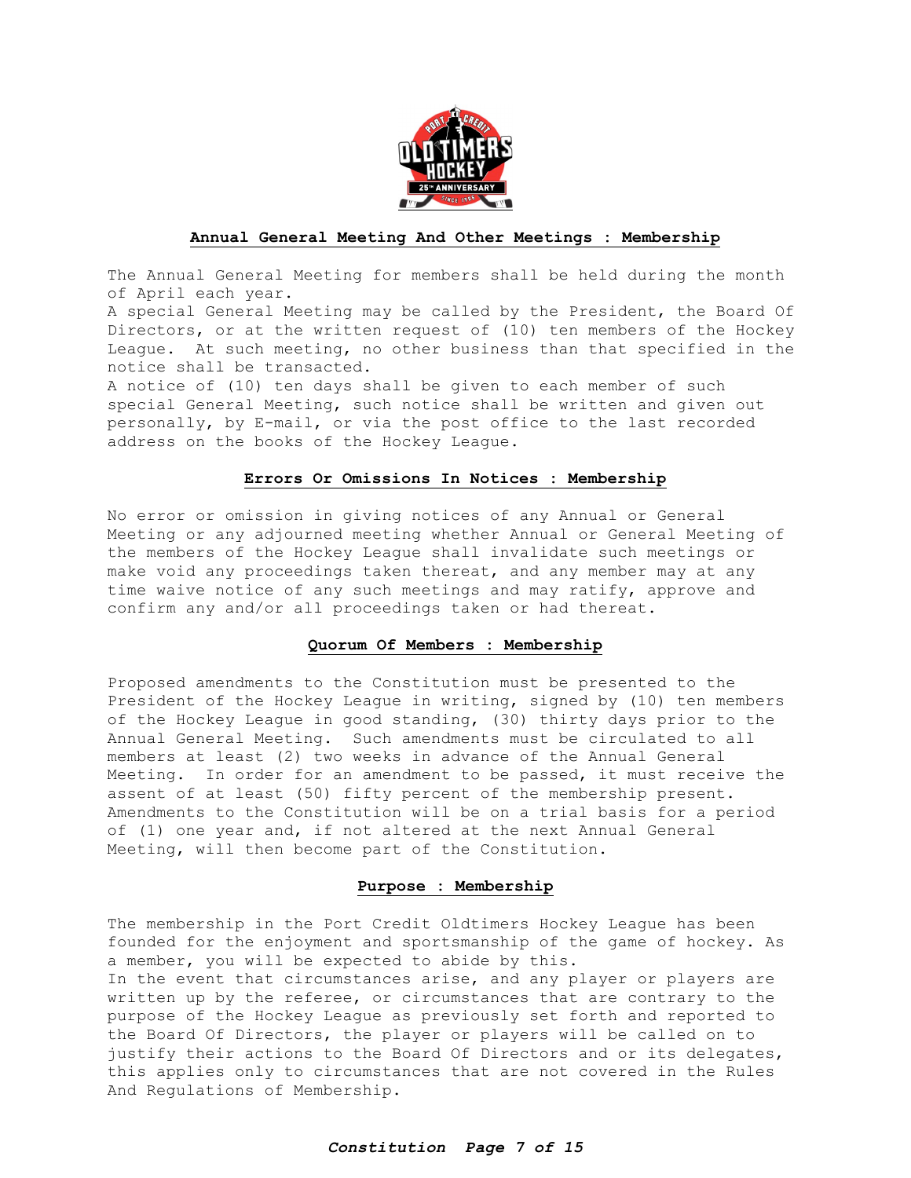## Annual General Meeting And Other Meetings : Membership

The Annual General Meeting for members shall be held during the month of April each year.
A special General Meeting may be called by the President, the Board Of Directors, or at the written request of (10) ten members of the Hockey League. At such meeting, no other business than that specified in the notice shall be transacted.
A notice of (10) ten days shall be given to each member of such special General Meeting, such notice shall be written and given out personally, by E-mail, or via the post office to the last recorded address on the books of the Hockey League.

## Errors Or Omissions In Notices : Membership

No error or omission in giving notices of any Annual or General Meeting or any adjourned meeting whether Annual or General Meeting of the members of the Hockey League shall invalidate such meetings or make void any proceedings taken thereat, and any member may at any time waive notice of any such meetings and may ratify, approve and confirm any and/or all proceedings taken or had thereat.

## Quorum Of Members : Membership

Proposed amendments to the Constitution must be presented to the President of the Hockey League in writing, signed by (10) ten members of the Hockey League in good standing, (30) thirty days prior to the Annual General Meeting. Such amendments must be circulated to all members at least (2) two weeks in advance of the Annual General Meeting. In order for an amendment to be passed, it must receive the assent of at least (50) fifty percent of the membership present. Amendments to the Constitution will be on a trial basis for a period of (1) one year and, if not altered at the next Annual General Meeting, will then become part of the Constitution.

## Purpose : Membership

The membership in the Port Credit Oldtimers Hockey League has been founded for the enjoyment and sportsmanship of the game of hockey. As a member, you will be expected to abide by this.
In the event that circumstances arise, and any player or players are written up by the referee, or circumstances that are contrary to the purpose of the Hockey League as previously set forth and reported to the Board Of Directors, the player or players will be called on to justify their actions to the Board Of Directors and or its delegates, this applies only to circumstances that are not covered in the Rules And Regulations of Membership.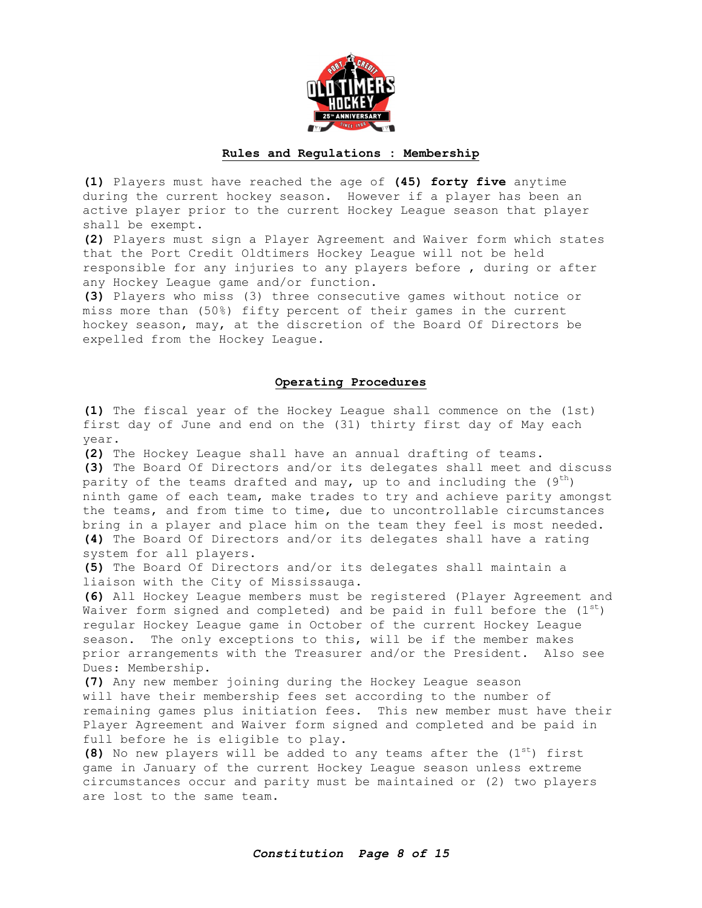## Rules and Regulations : Membership

**(1)** Players must have reached the age of **(45) forty five** anytime during the current hockey season. However if a player has been an active player prior to the current Hockey League season that player shall be exempt.

**(2)** Players must sign a Player Agreement and Waiver form which states that the Port Credit Oldtimers Hockey League will not be held responsible for any injuries to any players before , during or after any Hockey League game and/or function.

**(3)** Players who miss (3) three consecutive games without notice or miss more than (50%) fifty percent of their games in the current hockey season, may, at the discretion of the Board Of Directors be expelled from the Hockey League.

## Operating Procedures

**(1)** The fiscal year of the Hockey League shall commence on the (1st) first day of June and end on the (31) thirty first day of May each year.

**(2)** The Hockey League shall have an annual drafting of teams.

**(3)** The Board Of Directors and/or its delegates shall meet and discuss parity of the teams drafted and may, up to and including the (9th) ninth game of each team, make trades to try and achieve parity amongst the teams, and from time to time, due to uncontrollable circumstances bring in a player and place him on the team they feel is most needed.

**(4)** The Board Of Directors and/or its delegates shall have a rating system for all players.

**(5)** The Board Of Directors and/or its delegates shall maintain a liaison with the City of Mississauga.

**(6)** All Hockey League members must be registered (Player Agreement and Waiver form signed and completed) and be paid in full before the (1st) regular Hockey League game in October of the current Hockey League season. The only exceptions to this, will be if the member makes prior arrangements with the Treasurer and/or the President. Also see Dues: Membership.

**(7)** Any new member joining during the Hockey League season will have their membership fees set according to the number of remaining games plus initiation fees. This new member must have their Player Agreement and Waiver form signed and completed and be paid in full before he is eligible to play.

**(8)** No new players will be added to any teams after the (1st) first game in January of the current Hockey League season unless extreme circumstances occur and parity must be maintained or (2) two players are lost to the same team.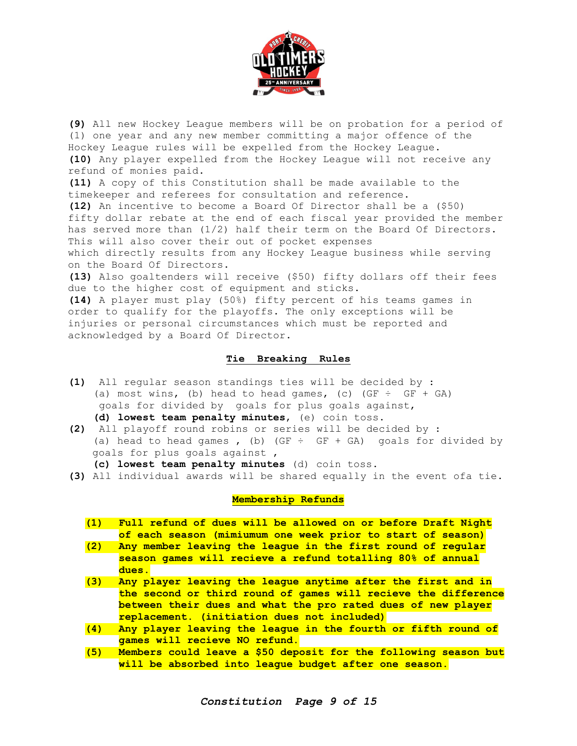**(9)** All new Hockey League members will be on probation for a period of (1) one year and any new member committing a major offence of the Hockey League rules will be expelled from the Hockey League.
**(10)** Any player expelled from the Hockey League will not receive any refund of monies paid.
**(11)** A copy of this Constitution shall be made available to the timekeeper and referees for consultation and reference.
**(12)** An incentive to become a Board Of Director shall be a ($50) fifty dollar rebate at the end of each fiscal year provided the member has served more than (1/2) half their term on the Board Of Directors. This will also cover their out of pocket expenses which directly results from any Hockey League business while serving on the Board Of Directors.
**(13)** Also goaltenders will receive ($50) fifty dollars off their fees due to the higher cost of equipment and sticks.
**(14)** A player must play (50%) fifty percent of his teams games in order to qualify for the playoffs. The only exceptions will be injuries or personal circumstances which must be reported and acknowledged by a Board Of Director.

## Tie Breaking Rules

**(1)** All regular season standings ties will be decided by :
(a) most wins, (b) head to head games, (c) (GF ÷ GF + GA) goals for divided by goals for plus goals against,
**(d) lowest team penalty minutes**, (e) coin toss.
**(2)** All playoff round robins or series will be decided by :
(a) head to head games , (b) (GF ÷ GF + GA) goals for divided by goals for plus goals against ,
**(c) lowest team penalty minutes** (d) coin toss.
**(3)** All individual awards will be shared equally in the event ofa tie.

## Membership Refunds

**(1) Full refund of dues will be allowed on or before Draft Night of each season (mimiumum one week prior to start of season)**
**(2) Any member leaving the league in the first round of regular season games will recieve a refund totalling 80% of annual dues.**
**(3) Any player leaving the league anytime after the first and in the second or third round of games will recieve the difference between their dues and what the pro rated dues of new player replacement. (initiation dues not included)**
**(4) Any player leaving the league in the fourth or fifth round of games will recieve NO refund.**
**(5) Members could leave a $50 deposit for the following season but will be absorbed into league budget after one season.**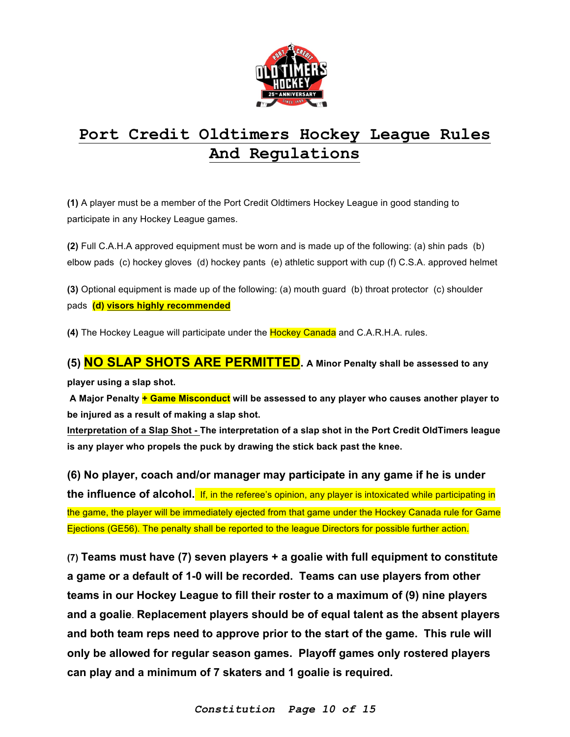# Port Credit Oldtimers Hockey League Rules And Regulations

**(1)** A player must be a member of the Port Credit Oldtimers Hockey League in good standing to participate in any Hockey League games.

**(2)** Full C.A.H.A approved equipment must be worn and is made up of the following: (a) shin pads (b) elbow pads (c) hockey gloves (d) hockey pants (e) athletic support with cup (f) C.S.A. approved helmet

**(3)** Optional equipment is made up of the following: (a) mouth guard (b) throat protector (c) shoulder pads **(d) visors highly recommended**

**(4)** The Hockey League will participate under the Hockey Canada and C.A.R.H.A. rules.

**(5) NO SLAP SHOTS ARE PERMITTED. A Minor Penalty shall be assessed to any player using a slap shot.**

**A Major Penalty + Game Misconduct will be assessed to any player who causes another player to be injured as a result of making a slap shot.**

**Interpretation of a Slap Shot - The interpretation of a slap shot in the Port Credit OldTimers league is any player who propels the puck by drawing the stick back past the knee.**

**(6) No player, coach and/or manager may participate in any game if he is under the influence of alcohol.** If, in the referee's opinion, any player is intoxicated while participating in the game, the player will be immediately ejected from that game under the Hockey Canada rule for Game Ejections (GE56). The penalty shall be reported to the league Directors for possible further action.

**(7) Teams must have (7) seven players + a goalie with full equipment to constitute a game or a default of 1-0 will be recorded. Teams can use players from other teams in our Hockey League to fill their roster to a maximum of (9) nine players and a goalie. Replacement players should be of equal talent as the absent players and both team reps need to approve prior to the start of the game. This rule will only be allowed for regular season games. Playoff games only rostered players can play and a minimum of 7 skaters and 1 goalie is required.**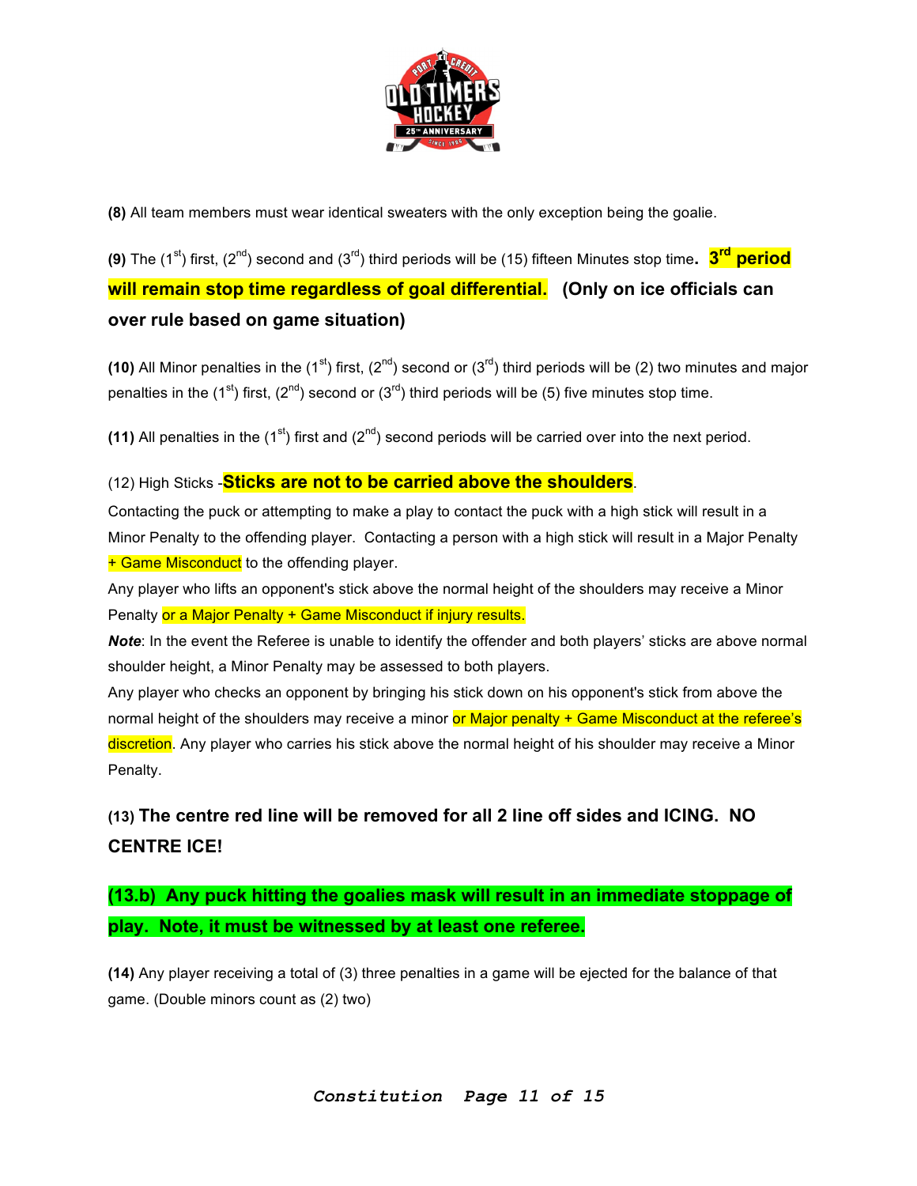**(8)** All team members must wear identical sweaters with the only exception being the goalie.

**(9)** The (1st) first, (2nd) second and (3rd) third periods will be (15) fifteen Minutes stop time. **3rd period will remain stop time regardless of goal differential. (Only on ice officials can over rule based on game situation)**

**(10)** All Minor penalties in the (1st) first, (2nd) second or (3rd) third periods will be (2) two minutes and major penalties in the (1st) first, (2nd) second or (3rd) third periods will be (5) five minutes stop time.

**(11)** All penalties in the (1st) first and (2nd) second periods will be carried over into the next period.

(12) High Sticks -**Sticks are not to be carried above the shoulders**.

Contacting the puck or attempting to make a play to contact the puck with a high stick will result in a Minor Penalty to the offending player. Contacting a person with a high stick will result in a Major Penalty + Game Misconduct to the offending player.

Any player who lifts an opponent's stick above the normal height of the shoulders may receive a Minor Penalty or a Major Penalty + Game Misconduct if injury results.

***Note***: In the event the Referee is unable to identify the offender and both players' sticks are above normal shoulder height, a Minor Penalty may be assessed to both players.

Any player who checks an opponent by bringing his stick down on his opponent's stick from above the normal height of the shoulders may receive a minor or Major penalty + Game Misconduct at the referee's discretion. Any player who carries his stick above the normal height of his shoulder may receive a Minor Penalty.

**(13) The centre red line will be removed for all 2 line off sides and ICING. NO CENTRE ICE!**

**(13.b) Any puck hitting the goalies mask will result in an immediate stoppage of play. Note, it must be witnessed by at least one referee.**

**(14)** Any player receiving a total of (3) three penalties in a game will be ejected for the balance of that game. (Double minors count as (2) two)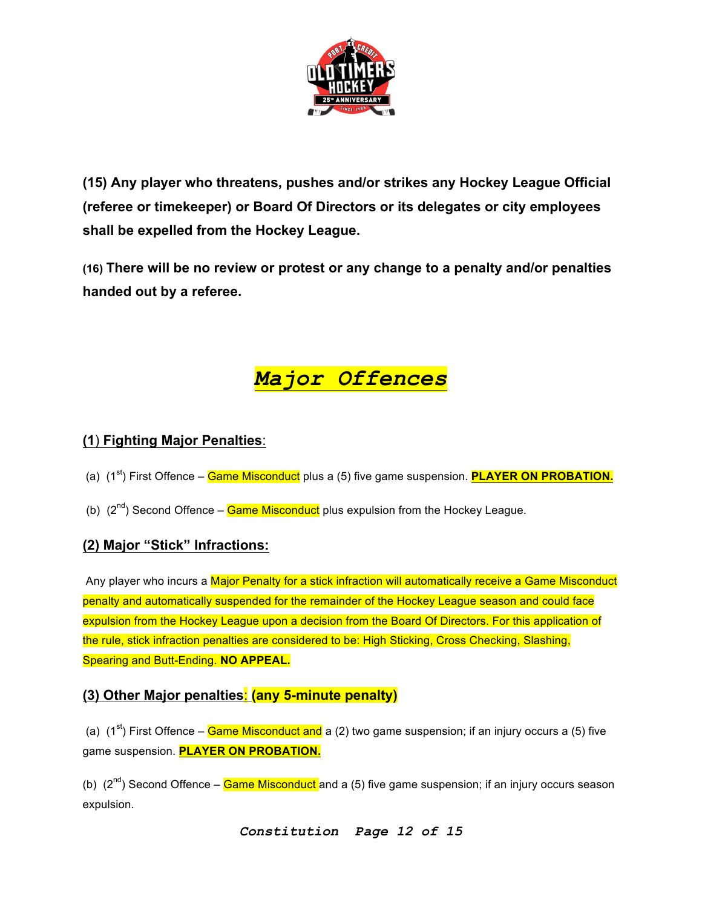**(15) Any player who threatens, pushes and/or strikes any Hockey League Official (referee or timekeeper) or Board Of Directors or its delegates or city employees shall be expelled from the Hockey League.**

**(16) There will be no review or protest or any change to a penalty and/or penalties handed out by a referee.**

# ***Major Offences***

### **(1) Fighting Major Penalties**:

(a) (1st) First Offence – Game Misconduct plus a (5) five game suspension. **PLAYER ON PROBATION.**

(b) (2nd) Second Offence – Game Misconduct plus expulsion from the Hockey League.

### **(2) Major "Stick" Infractions:**

Any player who incurs a Major Penalty for a stick infraction will automatically receive a Game Misconduct penalty and automatically suspended for the remainder of the Hockey League season and could face expulsion from the Hockey League upon a decision from the Board Of Directors. For this application of the rule, stick infraction penalties are considered to be: High Sticking, Cross Checking, Slashing, Spearing and Butt-Ending. **NO APPEAL.**

### **(3) Other Major penalties: (any 5-minute penalty)**

(a) (1st) First Offence – Game Misconduct and a (2) two game suspension; if an injury occurs a (5) five game suspension. **PLAYER ON PROBATION.**

(b) (2nd) Second Offence – Game Misconduct and a (5) five game suspension; if an injury occurs season expulsion.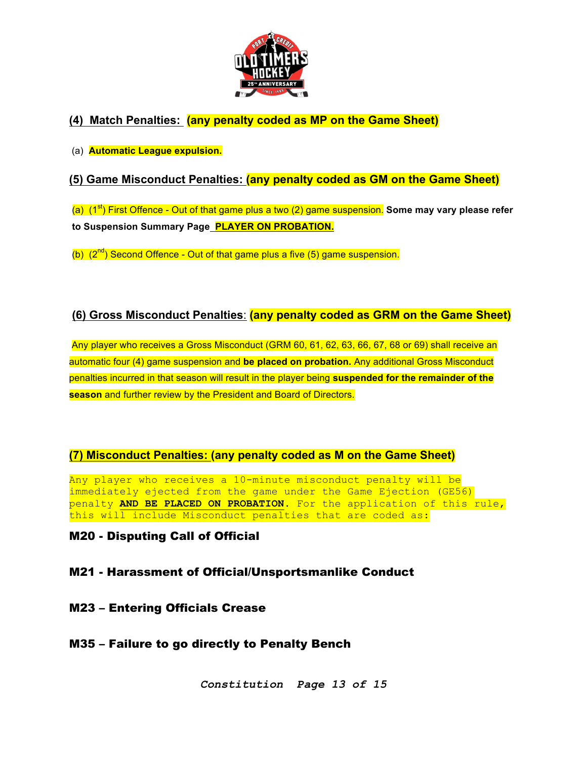## (4) Match Penalties: **(any penalty coded as MP on the Game Sheet)**

(a) **Automatic League expulsion.**

## (5) Game Misconduct Penalties: **(any penalty coded as GM on the Game Sheet)**

(a) (1st) First Offence - Out of that game plus a two (2) game suspension. **Some may vary please refer to Suspension Summary Page** **PLAYER ON PROBATION.**

(b) (2nd) Second Offence - Out of that game plus a five (5) game suspension.

## (6) Gross Misconduct Penalties: **(any penalty coded as GRM on the Game Sheet)**

Any player who receives a Gross Misconduct (GRM 60, 61, 62, 63, 66, 67, 68 or 69) shall receive an automatic four (4) game suspension and **be placed on probation.** Any additional Gross Misconduct penalties incurred in that season will result in the player being **suspended for the remainder of the season** and further review by the President and Board of Directors.

## (7) Misconduct Penalties: (any penalty coded as M on the Game Sheet)

Any player who receives a 10-minute misconduct penalty will be immediately ejected from the game under the Game Ejection (GE56) penalty **AND BE PLACED ON PROBATION**. For the application of this rule, this will include Misconduct penalties that are coded as:

**M20 - Disputing Call of Official**

**M21 - Harassment of Official/Unsportsmanlike Conduct**

**M23 – Entering Officials Crease**

**M35 – Failure to go directly to Penalty Bench**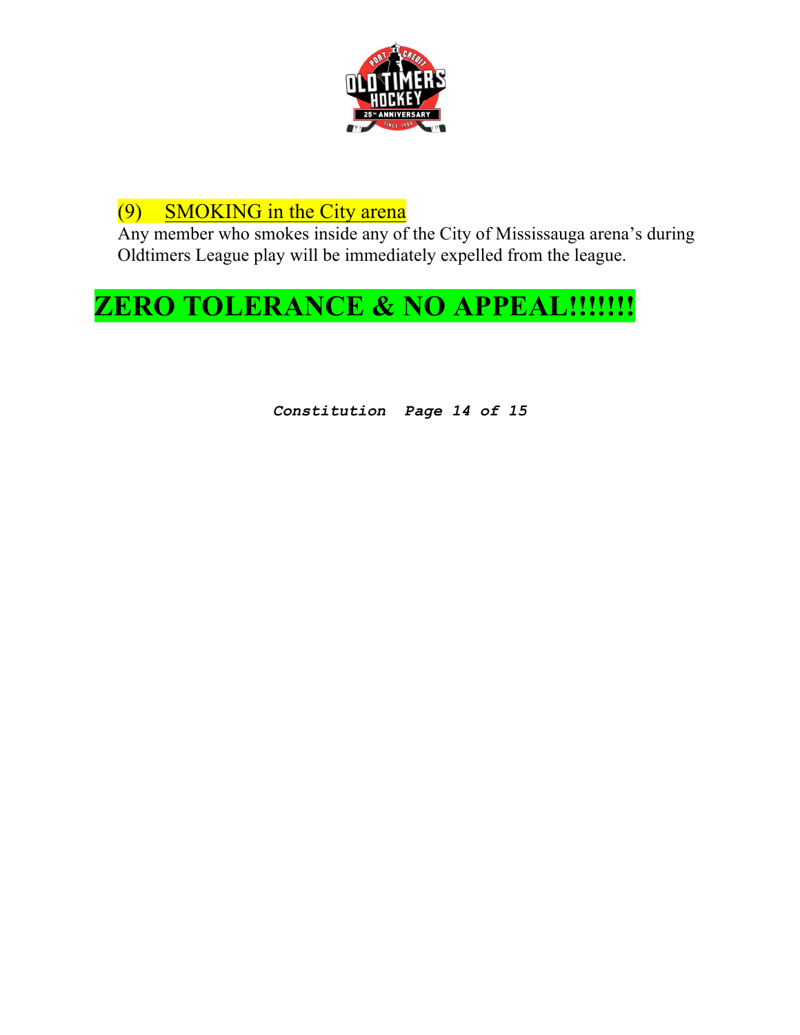## (9) SMOKING in the City arena

Any member who smokes inside any of the City of Mississauga arena's during Oldtimers League play will be immediately expelled from the league.

# ZERO TOLERANCE & NO APPEAL!!!!!!!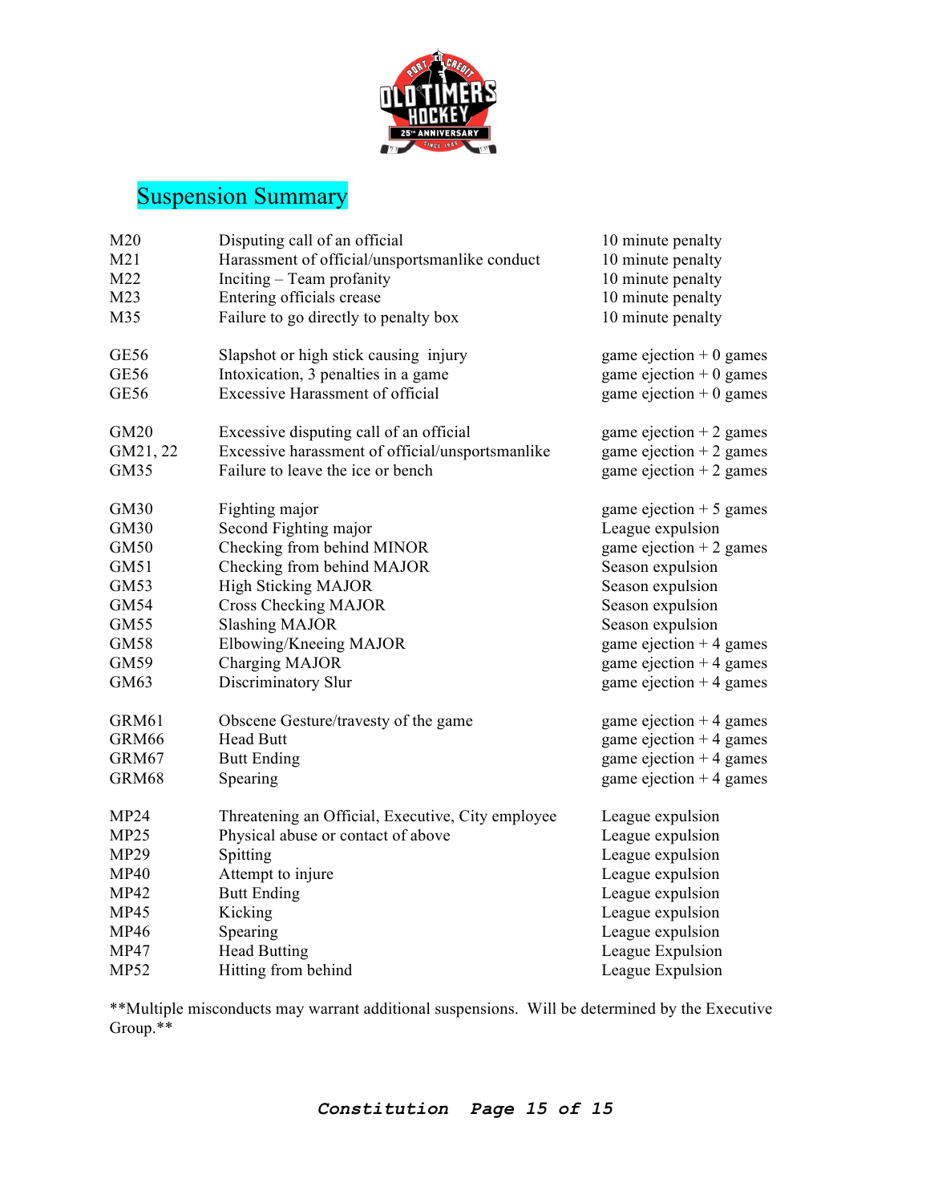## Suspension Summary

| | | |
|---|---|---|
| M20 | Disputing call of an official | 10 minute penalty |
| M21 | Harassment of official/unsportsmanlike conduct | 10 minute penalty |
| M22 | Inciting – Team profanity | 10 minute penalty |
| M23 | Entering officials crease | 10 minute penalty |
| M35 | Failure to go directly to penalty box | 10 minute penalty |
| | | |
| GE56 | Slapshot or high stick causing injury | game ejection + 0 games |
| GE56 | Intoxication, 3 penalties in a game | game ejection + 0 games |
| GE56 | Excessive Harassment of official | game ejection + 0 games |
| | | |
| GM20 | Excessive disputing call of an official | game ejection + 2 games |
| GM21, 22 | Excessive harassment of official/unsportsmanlike | game ejection + 2 games |
| GM35 | Failure to leave the ice or bench | game ejection + 2 games |
| | | |
| GM30 | Fighting major | game ejection + 5 games |
| GM30 | Second Fighting major | League expulsion |
| GM50 | Checking from behind MINOR | game ejection + 2 games |
| GM51 | Checking from behind MAJOR | Season expulsion |
| GM53 | High Sticking MAJOR | Season expulsion |
| GM54 | Cross Checking MAJOR | Season expulsion |
| GM55 | Slashing MAJOR | Season expulsion |
| GM58 | Elbowing/Kneeing MAJOR | game ejection + 4 games |
| GM59 | Charging MAJOR | game ejection + 4 games |
| GM63 | Discriminatory Slur | game ejection + 4 games |
| | | |
| GRM61 | Obscene Gesture/travesty of the game | game ejection + 4 games |
| GRM66 | Head Butt | game ejection + 4 games |
| GRM67 | Butt Ending | game ejection + 4 games |
| GRM68 | Spearing | game ejection + 4 games |
| | | |
| MP24 | Threatening an Official, Executive, City employee | League expulsion |
| MP25 | Physical abuse or contact of above | League expulsion |
| MP29 | Spitting | League expulsion |
| MP40 | Attempt to injure | League expulsion |
| MP42 | Butt Ending | League expulsion |
| MP45 | Kicking | League expulsion |
| MP46 | Spearing | League expulsion |
| MP47 | Head Butting | League Expulsion |
| MP52 | Hitting from behind | League Expulsion |

**Multiple misconducts may warrant additional suspensions. Will be determined by the Executive Group.**